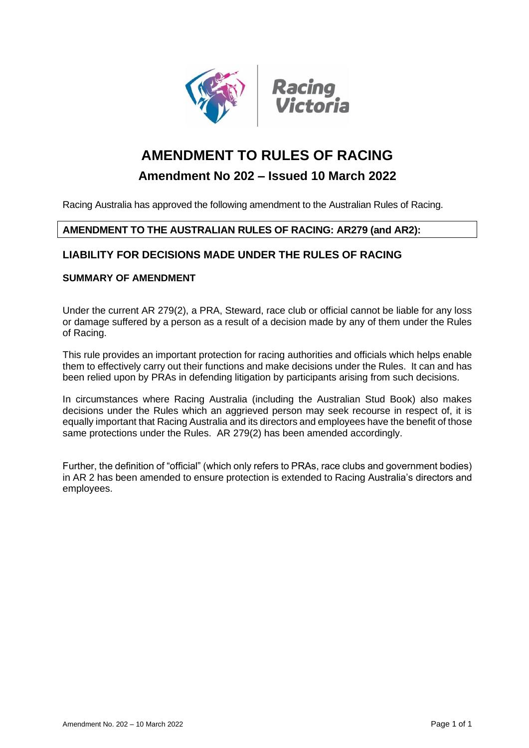# AMENDMENT TO RULES OF RACING

## Amendment No 202 – Issued 10 March 2022

Racing Australia has approved the following amendment to the Australian Rules of Racing.

**AMENDMENT TO THE AUSTRALIAN RULES OF RACING: AR279 (and AR2):**

### LIABILITY FOR DECISIONS MADE UNDER THE RULES OF RACING

#### SUMMARY OF AMENDMENT

Under the current AR 279(2), a PRA, Steward, race club or official cannot be liable for any loss or damage suffered by a person as a result of a decision made by any of them under the Rules of Racing.

This rule provides an important protection for racing authorities and officials which helps enable them to effectively carry out their functions and make decisions under the Rules. It can and has been relied upon by PRAs in defending litigation by participants arising from such decisions.

In circumstances where Racing Australia (including the Australian Stud Book) also makes decisions under the Rules which an aggrieved person may seek recourse in respect of, it is equally important that Racing Australia and its directors and employees have the benefit of those same protections under the Rules. AR 279(2) has been amended accordingly.

Further, the definition of "official" (which only refers to PRAs, race clubs and government bodies) in AR 2 has been amended to ensure protection is extended to Racing Australia's directors and employees.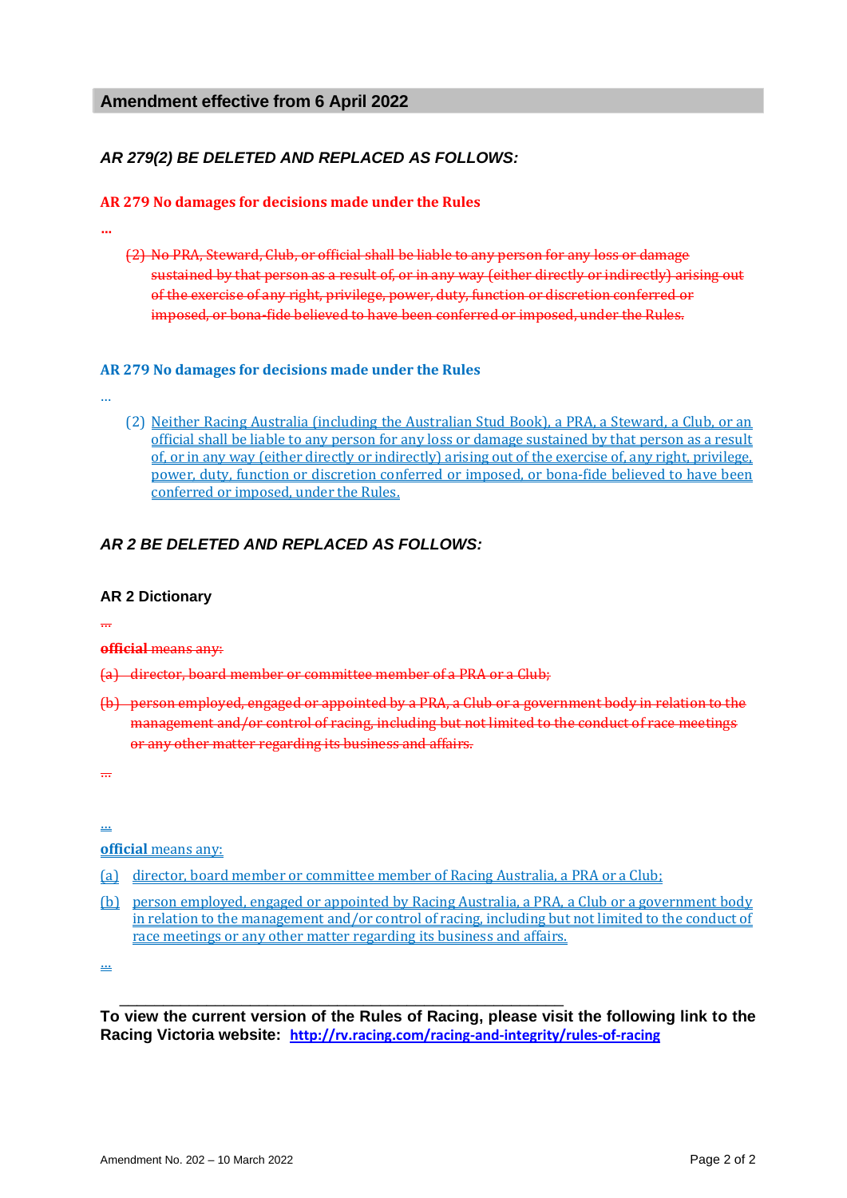## Amendment effective from 6 April 2022

### *AR 279(2) BE DELETED AND REPLACED AS FOLLOWS:*

**AR 279 No damages for decisions made under the Rules**

**…**

~~(2) No PRA, Steward, Club, or official shall be liable to any person for any loss or damage sustained by that person as a result of, or in any way (either directly or indirectly) arising out of the exercise of any right, privilege, power, duty, function or discretion conferred or imposed, or bona-fide believed to have been conferred or imposed, under the Rules.~~

**AR 279 No damages for decisions made under the Rules**

…

(2) Neither Racing Australia (including the Australian Stud Book), a PRA, a Steward, a Club, or an official shall be liable to any person for any loss or damage sustained by that person as a result of, or in any way (either directly or indirectly) arising out of the exercise of, any right, privilege, power, duty, function or discretion conferred or imposed, or bona-fide believed to have been conferred or imposed, under the Rules.

### *AR 2 BE DELETED AND REPLACED AS FOLLOWS:*

**AR 2 Dictionary**

~~…~~

~~**official** means any:~~

~~(a) director, board member or committee member of a PRA or a Club;~~

~~(b) person employed, engaged or appointed by a PRA, a Club or a government body in relation to the management and/or control of racing, including but not limited to the conduct of race meetings or any other matter regarding its business and affairs.~~

~~…~~

…

**official** means any:

(a) director, board member or committee member of Racing Australia, a PRA or a Club;

(b) person employed, engaged or appointed by Racing Australia, a PRA, a Club or a government body in relation to the management and/or control of racing, including but not limited to the conduct of race meetings or any other matter regarding its business and affairs.

…

---

**To view the current version of the Rules of Racing, please visit the following link to the Racing Victoria website: http://rv.racing.com/racing-and-integrity/rules-of-racing**

Amendment No. 202 – 10 March 2022